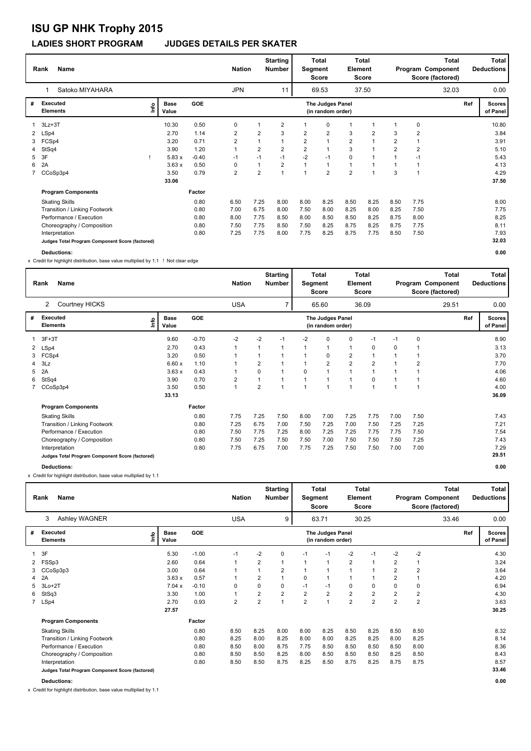# ISU GP NHK Trophy 2015

## LADIES SHORT PROGRAM JUDGES DETAILS PER SKATER

| Rank | Name | Nation | Starting Number | Total Segment Score | Total Element Score | Total Program Component Score (factored) | Total Deductions |
|---|---|---|---|---|---|---|---|
| 1 | Satoko MIYAHARA | JPN | 11 | 69.53 | 37.50 | 32.03 | 0.00 |

| # | Executed Elements | Info | Base Value | GOE | J1 | J2 | J3 | J4 | J5 | J6 | J7 | J8 | J9 | Ref | Scores of Panel |
|---|---|---|---|---|---|---|---|---|---|---|---|---|---|---|---|
| 1 | 3Lz+3T | | 10.30 | 0.50 | 0 | 1 | 2 | 1 | 0 | 1 | 1 | 1 | 0 | | 10.80 |
| 2 | LSp4 | | 2.70 | 1.14 | 2 | 2 | 3 | 2 | 2 | 3 | 2 | 3 | 2 | | 3.84 |
| 3 | FCSp4 | | 3.20 | 0.71 | 2 | 1 | 1 | 2 | 1 | 2 | 1 | 2 | 1 | | 3.91 |
| 4 | StSq4 | | 3.90 | 1.20 | 1 | 2 | 2 | 2 | 1 | 3 | 1 | 2 | 2 | | 5.10 |
| 5 | 3F | ! | 5.83 x | -0.40 | -1 | -1 | -1 | -2 | -1 | 0 | 1 | 1 | -1 | | 5.43 |
| 6 | 2A | | 3.63 x | 0.50 | 0 | 1 | 2 | 1 | 1 | 1 | 1 | 1 | 1 | | 4.13 |
| 7 | CCoSp3p4 | | 3.50 | 0.79 | 2 | 2 | 1 | 1 | 2 | 2 | 1 | 3 | 1 | | 4.29 |
| | | | 33.06 | | | | | | | | | | | | 37.50 |

| Program Components | Factor | J1 | J2 | J3 | J4 | J5 | J6 | J7 | J8 | J9 | Scores of Panel |
|---|---|---|---|---|---|---|---|---|---|---|---|
| Skating Skills | 0.80 | 6.50 | 7.25 | 8.00 | 8.00 | 8.25 | 8.50 | 8.25 | 8.50 | 7.75 | 8.00 |
| Transition / Linking Footwork | 0.80 | 7.00 | 6.75 | 8.00 | 7.50 | 8.00 | 8.25 | 8.00 | 8.25 | 7.50 | 7.75 |
| Performance / Execution | 0.80 | 8.00 | 7.75 | 8.50 | 8.00 | 8.50 | 8.50 | 8.25 | 8.75 | 8.00 | 8.25 |
| Choreography / Composition | 0.80 | 7.50 | 7.75 | 8.50 | 7.50 | 8.25 | 8.75 | 8.25 | 8.75 | 7.75 | 8.11 |
| Interpretation | 0.80 | 7.25 | 7.75 | 8.00 | 7.75 | 8.25 | 8.75 | 7.75 | 8.50 | 7.50 | 7.93 |
| Judges Total Program Component Score (factored) | | | | | | | | | | | 32.03 |
| Deductions: | | | | | | | | | | | 0.00 |

x Credit for highlight distribution, base value multiplied by 1.1 ! Not clear edge

| Rank | Name | Nation | Starting Number | Total Segment Score | Total Element Score | Total Program Component Score (factored) | Total Deductions |
|---|---|---|---|---|---|---|---|
| 2 | Courtney HICKS | USA | 7 | 65.60 | 36.09 | 29.51 | 0.00 |

| # | Executed Elements | Info | Base Value | GOE | J1 | J2 | J3 | J4 | J5 | J6 | J7 | J8 | J9 | Ref | Scores of Panel |
|---|---|---|---|---|---|---|---|---|---|---|---|---|---|---|---|
| 1 | 3F+3T | | 9.60 | -0.70 | -2 | -2 | -1 | -2 | 0 | 0 | -1 | -1 | 0 | | 8.90 |
| 2 | LSp4 | | 2.70 | 0.43 | 1 | 1 | 1 | 1 | 1 | 1 | 0 | 0 | 1 | | 3.13 |
| 3 | FCSp4 | | 3.20 | 0.50 | 1 | 1 | 1 | 1 | 0 | 2 | 1 | 1 | 1 | | 3.70 |
| 4 | 3Lz | | 6.60 x | 1.10 | 1 | 2 | 1 | 1 | 2 | 2 | 2 | 1 | 2 | | 7.70 |
| 5 | 2A | | 3.63 x | 0.43 | 1 | 0 | 1 | 0 | 1 | 1 | 1 | 1 | 1 | | 4.06 |
| 6 | StSq4 | | 3.90 | 0.70 | 2 | 1 | 1 | 1 | 1 | 1 | 0 | 1 | 1 | | 4.60 |
| 7 | CCoSp3p4 | | 3.50 | 0.50 | 1 | 2 | 1 | 1 | 1 | 1 | 1 | 1 | 1 | | 4.00 |
| | | | 33.13 | | | | | | | | | | | | 36.09 |

| Program Components | Factor | J1 | J2 | J3 | J4 | J5 | J6 | J7 | J8 | J9 | Scores of Panel |
|---|---|---|---|---|---|---|---|---|---|---|---|
| Skating Skills | 0.80 | 7.75 | 7.25 | 7.50 | 8.00 | 7.00 | 7.25 | 7.75 | 7.00 | 7.50 | 7.43 |
| Transition / Linking Footwork | 0.80 | 7.25 | 6.75 | 7.00 | 7.50 | 7.25 | 7.00 | 7.50 | 7.25 | 7.25 | 7.21 |
| Performance / Execution | 0.80 | 7.50 | 7.75 | 7.25 | 8.00 | 7.25 | 7.25 | 7.75 | 7.75 | 7.50 | 7.54 |
| Choreography / Composition | 0.80 | 7.50 | 7.25 | 7.50 | 7.50 | 7.00 | 7.50 | 7.50 | 7.50 | 7.25 | 7.43 |
| Interpretation | 0.80 | 7.75 | 6.75 | 7.00 | 7.75 | 7.25 | 7.50 | 7.50 | 7.00 | 7.00 | 7.29 |
| Judges Total Program Component Score (factored) | | | | | | | | | | | 29.51 |
| Deductions: | | | | | | | | | | | 0.00 |

x Credit for highlight distribution, base value multiplied by 1.1

| Rank | Name | Nation | Starting Number | Total Segment Score | Total Element Score | Total Program Component Score (factored) | Total Deductions |
|---|---|---|---|---|---|---|---|
| 3 | Ashley WAGNER | USA | 9 | 63.71 | 30.25 | 33.46 | 0.00 |

| # | Executed Elements | Info | Base Value | GOE | J1 | J2 | J3 | J4 | J5 | J6 | J7 | J8 | J9 | Ref | Scores of Panel |
|---|---|---|---|---|---|---|---|---|---|---|---|---|---|---|---|
| 1 | 3F | | 5.30 | -1.00 | -1 | -2 | 0 | -1 | -1 | -2 | -1 | -2 | -2 | | 4.30 |
| 2 | FSSp3 | | 2.60 | 0.64 | 1 | 2 | 1 | 1 | 1 | 2 | 1 | 2 | 1 | | 3.24 |
| 3 | CCoSp3p3 | | 3.00 | 0.64 | 1 | 1 | 2 | 1 | 1 | 1 | 1 | 2 | 2 | | 3.64 |
| 4 | 2A | | 3.63 x | 0.57 | 1 | 2 | 1 | 0 | 1 | 1 | 1 | 2 | 1 | | 4.20 |
| 5 | 3Lo+2T | | 7.04 x | -0.10 | 0 | 0 | 0 | -1 | -1 | 0 | 0 | 0 | 0 | | 6.94 |
| 6 | StSq3 | | 3.30 | 1.00 | 1 | 2 | 2 | 2 | 2 | 2 | 2 | 2 | 2 | | 4.30 |
| 7 | LSp4 | | 2.70 | 0.93 | 2 | 2 | 1 | 2 | 1 | 2 | 2 | 2 | 2 | | 3.63 |
| | | | 27.57 | | | | | | | | | | | | 30.25 |

| Program Components | Factor | J1 | J2 | J3 | J4 | J5 | J6 | J7 | J8 | J9 | Scores of Panel |
|---|---|---|---|---|---|---|---|---|---|---|---|
| Skating Skills | 0.80 | 8.50 | 8.25 | 8.00 | 8.00 | 8.25 | 8.50 | 8.25 | 8.50 | 8.50 | 8.32 |
| Transition / Linking Footwork | 0.80 | 8.25 | 8.00 | 8.25 | 8.00 | 8.00 | 8.25 | 8.25 | 8.00 | 8.25 | 8.14 |
| Performance / Execution | 0.80 | 8.50 | 8.00 | 8.75 | 7.75 | 8.50 | 8.50 | 8.50 | 8.50 | 8.00 | 8.36 |
| Choreography / Composition | 0.80 | 8.50 | 8.50 | 8.25 | 8.00 | 8.50 | 8.50 | 8.50 | 8.25 | 8.50 | 8.43 |
| Interpretation | 0.80 | 8.50 | 8.50 | 8.75 | 8.25 | 8.50 | 8.75 | 8.25 | 8.75 | 8.75 | 8.57 |
| Judges Total Program Component Score (factored) | | | | | | | | | | | 33.46 |
| Deductions: | | | | | | | | | | | 0.00 |

x Credit for highlight distribution, base value multiplied by 1.1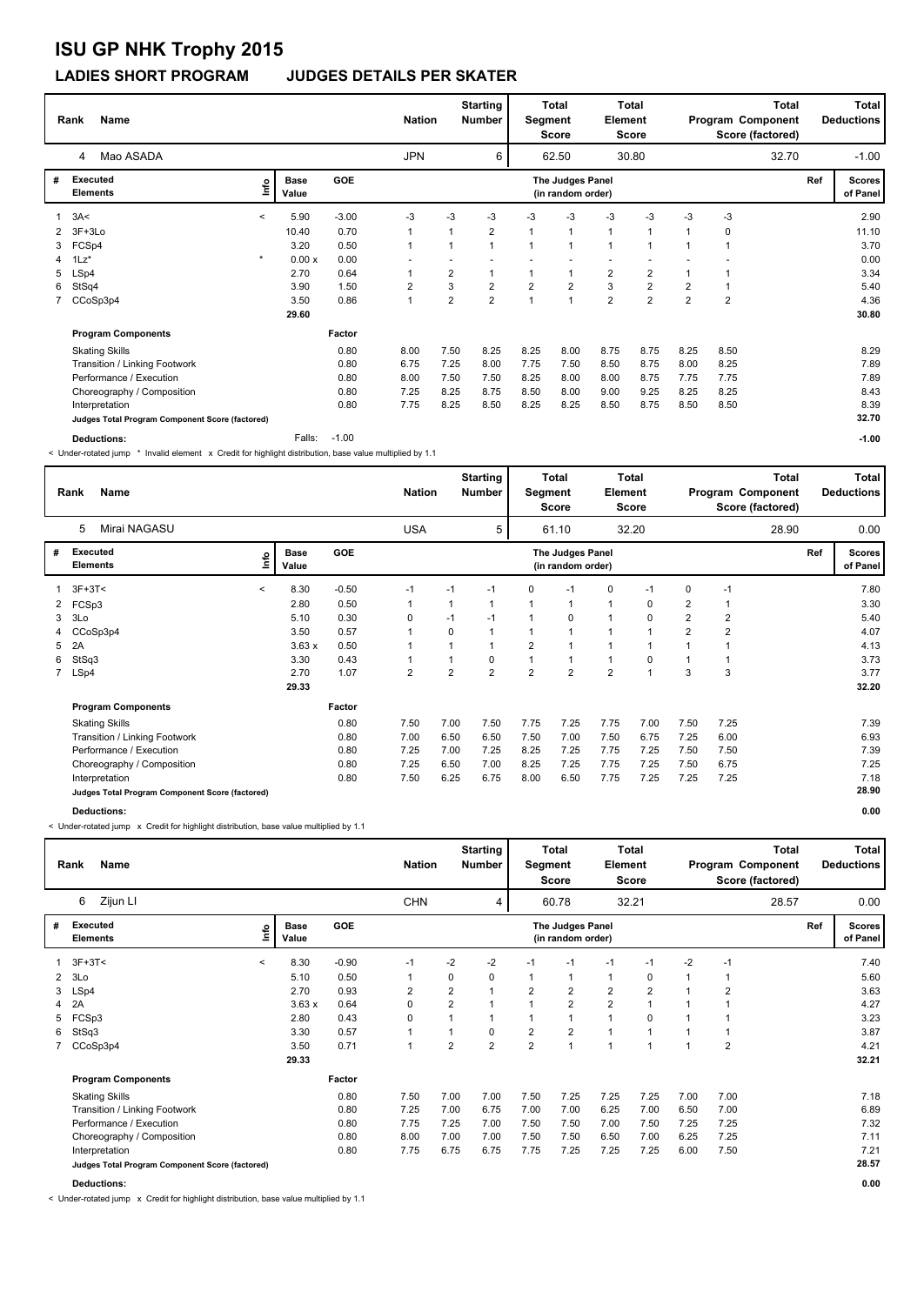# ISU GP NHK Trophy 2015

## LADIES SHORT PROGRAM JUDGES DETAILS PER SKATER

| Rank | Name | Nation | Starting Number | Total Segment Score | Total Element Score | Total Program Component Score (factored) | Total Deductions |
|---|---|---|---|---|---|---|---|
| 4 | Mao ASADA | JPN | 6 | 62.50 | 30.80 | 32.70 | -1.00 |

| # | Executed Elements | Info | Base Value | GOE | J1 | J2 | J3 | J4 | J5 | J6 | J7 | J8 | J9 | Ref | Scores of Panel |
|---|---|---|---|---|---|---|---|---|---|---|---|---|---|---|---|
| 1 | 3A< | < | 5.90 | -3.00 | -3 | -3 | -3 | -3 | -3 | -3 | -3 | -3 | -3 | | 2.90 |
| 2 | 3F+3Lo | | 10.40 | 0.70 | 1 | 1 | 2 | 1 | 1 | 1 | 1 | 1 | 0 | | 11.10 |
| 3 | FCSp4 | | 3.20 | 0.50 | 1 | 1 | 1 | 1 | 1 | 1 | 1 | 1 | 1 | | 3.70 |
| 4 | 1Lz* | * | 0.00 x | 0.00 | - | - | - | - | - | - | - | - | - | | 0.00 |
| 5 | LSp4 | | 2.70 | 0.64 | 1 | 2 | 1 | 1 | 1 | 2 | 2 | 1 | 1 | | 3.34 |
| 6 | StSq4 | | 3.90 | 1.50 | 2 | 3 | 2 | 2 | 2 | 3 | 2 | 2 | 1 | | 5.40 |
| 7 | CCoSp3p4 | | 3.50 | 0.86 | 1 | 2 | 2 | 1 | 1 | 2 | 2 | 2 | 2 | | 4.36 |
| | | | 29.60 | | | | | | | | | | | | 30.80 |

| Program Components | Factor | J1 | J2 | J3 | J4 | J5 | J6 | J7 | J8 | J9 | Scores of Panel |
|---|---|---|---|---|---|---|---|---|---|---|---|
| Skating Skills | 0.80 | 8.00 | 7.50 | 8.25 | 8.25 | 8.00 | 8.75 | 8.75 | 8.25 | 8.50 | 8.29 |
| Transition / Linking Footwork | 0.80 | 6.75 | 7.25 | 8.00 | 7.75 | 7.50 | 8.50 | 8.75 | 8.00 | 8.25 | 7.89 |
| Performance / Execution | 0.80 | 8.00 | 7.50 | 7.50 | 8.25 | 8.00 | 8.00 | 8.75 | 7.75 | 7.75 | 7.89 |
| Choreography / Composition | 0.80 | 7.25 | 8.25 | 8.75 | 8.50 | 8.00 | 9.00 | 9.25 | 8.25 | 8.25 | 8.43 |
| Interpretation | 0.80 | 7.75 | 8.25 | 8.50 | 8.25 | 8.25 | 8.50 | 8.75 | 8.50 | 8.50 | 8.39 |
| Judges Total Program Component Score (factored) | | | | | | | | | | | 32.70 |

**Deductions:** Falls: -1.00 **-1.00**

< Under-rotated jump * Invalid element x Credit for highlight distribution, base value multiplied by 1.1

| Rank | Name | Nation | Starting Number | Total Segment Score | Total Element Score | Total Program Component Score (factored) | Total Deductions |
|---|---|---|---|---|---|---|---|
| 5 | Mirai NAGASU | USA | 5 | 61.10 | 32.20 | 28.90 | 0.00 |

| # | Executed Elements | Info | Base Value | GOE | J1 | J2 | J3 | J4 | J5 | J6 | J7 | J8 | J9 | Ref | Scores of Panel |
|---|---|---|---|---|---|---|---|---|---|---|---|---|---|---|---|
| 1 | 3F+3T< | < | 8.30 | -0.50 | -1 | -1 | -1 | 0 | -1 | 0 | -1 | 0 | -1 | | 7.80 |
| 2 | FCSp3 | | 2.80 | 0.50 | 1 | 1 | 1 | 1 | 1 | 1 | 0 | 2 | 1 | | 3.30 |
| 3 | 3Lo | | 5.10 | 0.30 | 0 | -1 | -1 | 1 | 0 | 1 | 0 | 2 | 2 | | 5.40 |
| 4 | CCoSp3p4 | | 3.50 | 0.57 | 1 | 0 | 1 | 1 | 1 | 1 | 1 | 2 | 2 | | 4.07 |
| 5 | 2A | | 3.63 x | 0.50 | 1 | 1 | 1 | 2 | 1 | 1 | 1 | 1 | 1 | | 4.13 |
| 6 | StSq3 | | 3.30 | 0.43 | 1 | 1 | 0 | 1 | 1 | 1 | 0 | 1 | 1 | | 3.73 |
| 7 | LSp4 | | 2.70 | 1.07 | 2 | 2 | 2 | 2 | 2 | 2 | 1 | 3 | 3 | | 3.77 |
| | | | 29.33 | | | | | | | | | | | | 32.20 |

| Program Components | Factor | J1 | J2 | J3 | J4 | J5 | J6 | J7 | J8 | J9 | Scores of Panel |
|---|---|---|---|---|---|---|---|---|---|---|---|
| Skating Skills | 0.80 | 7.50 | 7.00 | 7.50 | 7.75 | 7.25 | 7.75 | 7.00 | 7.50 | 7.25 | 7.39 |
| Transition / Linking Footwork | 0.80 | 7.00 | 6.50 | 6.50 | 7.50 | 7.00 | 7.50 | 6.75 | 7.25 | 6.00 | 6.93 |
| Performance / Execution | 0.80 | 7.25 | 7.00 | 7.25 | 8.25 | 7.25 | 7.75 | 7.25 | 7.50 | 7.50 | 7.39 |
| Choreography / Composition | 0.80 | 7.25 | 6.50 | 7.00 | 8.25 | 7.25 | 7.75 | 7.25 | 7.50 | 6.75 | 7.25 |
| Interpretation | 0.80 | 7.50 | 6.25 | 6.75 | 8.00 | 6.50 | 7.75 | 7.25 | 7.25 | 7.25 | 7.18 |
| Judges Total Program Component Score (factored) | | | | | | | | | | | 28.90 |

**Deductions:** **0.00**

< Under-rotated jump x Credit for highlight distribution, base value multiplied by 1.1

| Rank | Name | Nation | Starting Number | Total Segment Score | Total Element Score | Total Program Component Score (factored) | Total Deductions |
|---|---|---|---|---|---|---|---|
| 6 | Zijun LI | CHN | 4 | 60.78 | 32.21 | 28.57 | 0.00 |

| # | Executed Elements | Info | Base Value | GOE | J1 | J2 | J3 | J4 | J5 | J6 | J7 | J8 | J9 | Ref | Scores of Panel |
|---|---|---|---|---|---|---|---|---|---|---|---|---|---|---|---|
| 1 | 3F+3T< | < | 8.30 | -0.90 | -1 | -2 | -2 | -1 | -1 | -1 | -1 | -2 | -1 | | 7.40 |
| 2 | 3Lo | | 5.10 | 0.50 | 1 | 0 | 0 | 1 | 1 | 1 | 1 | 1 | 1 | | 5.60 |
| 3 | LSp4 | | 2.70 | 0.93 | 2 | 2 | 1 | 2 | 2 | 2 | 2 | 1 | 2 | | 3.63 |
| 4 | 2A | | 3.63 x | 0.64 | 0 | 2 | 1 | 1 | 2 | 2 | 1 | 1 | 1 | | 4.27 |
| 5 | FCSp3 | | 2.80 | 0.43 | 0 | 1 | 1 | 1 | 1 | 1 | 0 | 1 | 1 | | 3.23 |
| 6 | StSq3 | | 3.30 | 0.57 | 1 | 1 | 0 | 2 | 2 | 1 | 1 | 1 | 1 | | 3.87 |
| 7 | CCoSp3p4 | | 3.50 | 0.71 | 1 | 2 | 2 | 2 | 1 | 1 | 1 | 1 | 2 | | 4.21 |
| | | | 29.33 | | | | | | | | | | | | 32.21 |

| Program Components | Factor | J1 | J2 | J3 | J4 | J5 | J6 | J7 | J8 | J9 | Scores of Panel |
|---|---|---|---|---|---|---|---|---|---|---|---|
| Skating Skills | 0.80 | 7.50 | 7.00 | 7.00 | 7.50 | 7.25 | 7.25 | 7.25 | 7.00 | 7.00 | 7.18 |
| Transition / Linking Footwork | 0.80 | 7.25 | 7.00 | 6.75 | 7.00 | 7.00 | 6.25 | 7.00 | 6.50 | 7.00 | 6.89 |
| Performance / Execution | 0.80 | 7.75 | 7.25 | 7.00 | 7.50 | 7.50 | 7.00 | 7.50 | 7.25 | 7.25 | 7.32 |
| Choreography / Composition | 0.80 | 8.00 | 7.00 | 7.00 | 7.50 | 7.50 | 6.50 | 7.00 | 6.25 | 7.25 | 7.11 |
| Interpretation | 0.80 | 7.75 | 6.75 | 6.75 | 7.75 | 7.25 | 7.25 | 7.25 | 6.00 | 7.50 | 7.21 |
| Judges Total Program Component Score (factored) | | | | | | | | | | | 28.57 |

**Deductions:** **0.00**

< Under-rotated jump x Credit for highlight distribution, base value multiplied by 1.1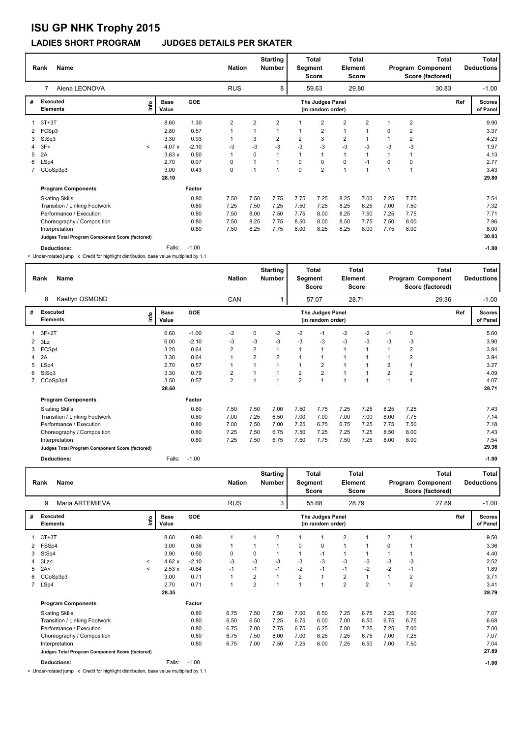# ISU GP NHK Trophy 2015

## LADIES SHORT PROGRAM JUDGES DETAILS PER SKATER

| Rank | Name | Nation | Starting Number | Total Segment Score | Total Element Score | Total Program Component Score (factored) | Total Deductions |
|---|---|---|---|---|---|---|---|
| 7 | Alena LEONOVA | RUS | 8 | 59.63 | 29.80 | 30.83 | -1.00 |

| # | Executed Elements | Info | Base Value | GOE | J1 | J2 | J3 | J4 | J5 | J6 | J7 | J8 | J9 | Ref | Scores of Panel |
|---|---|---|---|---|---|---|---|---|---|---|---|---|---|---|---|
| 1 | 3T+3T | | 8.60 | 1.30 | 2 | 2 | 2 | 1 | 2 | 2 | 2 | 1 | 2 | | 9.90 |
| 2 | FCSp3 | | 2.80 | 0.57 | 1 | 1 | 1 | 1 | 2 | 1 | 1 | 0 | 2 | | 3.37 |
| 3 | StSq3 | | 3.30 | 0.93 | 1 | 3 | 2 | 2 | 3 | 2 | 1 | 1 | 2 | | 4.23 |
| 4 | 3F< | < | 4.07 x | -2.10 | -3 | -3 | -3 | -3 | -3 | -3 | -3 | -3 | -3 | | 1.97 |
| 5 | 2A | | 3.63 x | 0.50 | 1 | 0 | 1 | 1 | 1 | 1 | 1 | 1 | 1 | | 4.13 |
| 6 | LSp4 | | 2.70 | 0.07 | 0 | 1 | 1 | 0 | 0 | 0 | -1 | 0 | 0 | | 2.77 |
| 7 | CCoSp3p3 | | 3.00 | 0.43 | 0 | 1 | 1 | 0 | 2 | 1 | 1 | 1 | 1 | | 3.43 |
| | | | 28.10 | | | | | | | | | | | | 29.80 |

| Program Components | Factor | J1 | J2 | J3 | J4 | J5 | J6 | J7 | J8 | J9 | Scores of Panel |
|---|---|---|---|---|---|---|---|---|---|---|---|
| Skating Skills | 0.80 | 7.50 | 7.50 | 7.75 | 7.75 | 7.25 | 8.25 | 7.00 | 7.25 | 7.75 | 7.54 |
| Transition / Linking Footwork | 0.80 | 7.25 | 7.50 | 7.25 | 7.50 | 7.25 | 8.25 | 6.25 | 7.00 | 7.50 | 7.32 |
| Performance / Execution | 0.80 | 7.50 | 8.00 | 7.50 | 7.75 | 8.00 | 8.25 | 7.50 | 7.25 | 7.75 | 7.71 |
| Choreography / Composition | 0.80 | 7.50 | 8.25 | 7.75 | 8.50 | 8.00 | 8.50 | 7.75 | 7.50 | 8.00 | 7.96 |
| Interpretation | 0.80 | 7.50 | 8.25 | 7.75 | 8.00 | 8.25 | 8.25 | 8.00 | 7.75 | 8.00 | 8.00 |
| Judges Total Program Component Score (factored) | | | | | | | | | | | 30.83 |

**Deductions:** Falls: -1.00 **-1.00**

< Under-rotated jump x Credit for highlight distribution, base value multiplied by 1.1

| Rank | Name | Nation | Starting Number | Total Segment Score | Total Element Score | Total Program Component Score (factored) | Total Deductions |
|---|---|---|---|---|---|---|---|
| 8 | Kaetlyn OSMOND | CAN | 1 | 57.07 | 28.71 | 29.36 | -1.00 |

| # | Executed Elements | Info | Base Value | GOE | J1 | J2 | J3 | J4 | J5 | J6 | J7 | J8 | J9 | Ref | Scores of Panel |
|---|---|---|---|---|---|---|---|---|---|---|---|---|---|---|---|
| 1 | 3F+2T | | 6.60 | -1.00 | -2 | 0 | -2 | -2 | -1 | -2 | -2 | -1 | 0 | | 5.60 |
| 2 | 3Lz | | 6.00 | -2.10 | -3 | -3 | -3 | -3 | -3 | -3 | -3 | -3 | -3 | | 3.90 |
| 3 | FCSp4 | | 3.20 | 0.64 | 2 | 2 | 1 | 1 | 1 | 1 | 1 | 1 | 2 | | 3.84 |
| 4 | 2A | | 3.30 | 0.64 | 1 | 2 | 2 | 1 | 1 | 1 | 1 | 1 | 2 | | 3.94 |
| 5 | LSp4 | | 2.70 | 0.57 | 1 | 1 | 1 | 1 | 2 | 1 | 1 | 2 | 1 | | 3.27 |
| 6 | StSq3 | | 3.30 | 0.79 | 2 | 1 | 1 | 2 | 2 | 1 | 1 | 2 | 2 | | 4.09 |
| 7 | CCoSp3p4 | | 3.50 | 0.57 | 2 | 1 | 1 | 2 | 1 | 1 | 1 | 1 | 1 | | 4.07 |
| | | | 28.60 | | | | | | | | | | | | 28.71 |

| Program Components | Factor | J1 | J2 | J3 | J4 | J5 | J6 | J7 | J8 | J9 | Scores of Panel |
|---|---|---|---|---|---|---|---|---|---|---|---|
| Skating Skills | 0.80 | 7.50 | 7.50 | 7.00 | 7.50 | 7.75 | 7.25 | 7.25 | 8.25 | 7.25 | 7.43 |
| Transition / Linking Footwork | 0.80 | 7.00 | 7.25 | 6.50 | 7.00 | 7.00 | 7.00 | 7.00 | 8.00 | 7.75 | 7.14 |
| Performance / Execution | 0.80 | 7.00 | 7.50 | 7.00 | 7.25 | 6.75 | 6.75 | 7.25 | 7.75 | 7.50 | 7.18 |
| Choreography / Composition | 0.80 | 7.25 | 7.50 | 6.75 | 7.50 | 7.25 | 7.25 | 7.25 | 8.50 | 8.00 | 7.43 |
| Interpretation | 0.80 | 7.25 | 7.50 | 6.75 | 7.50 | 7.75 | 7.50 | 7.25 | 8.00 | 8.00 | 7.54 |
| Judges Total Program Component Score (factored) | | | | | | | | | | | 29.36 |

**Deductions:** Falls: -1.00 **-1.00**

| Rank | Name | Nation | Starting Number | Total Segment Score | Total Element Score | Total Program Component Score (factored) | Total Deductions |
|---|---|---|---|---|---|---|---|
| 9 | Maria ARTEMIEVA | RUS | 3 | 55.68 | 28.79 | 27.89 | -1.00 |

| # | Executed Elements | Info | Base Value | GOE | J1 | J2 | J3 | J4 | J5 | J6 | J7 | J8 | J9 | Ref | Scores of Panel |
|---|---|---|---|---|---|---|---|---|---|---|---|---|---|---|---|
| 1 | 3T+3T | | 8.60 | 0.90 | 1 | 1 | 2 | 1 | 1 | 2 | 1 | 2 | 1 | | 9.50 |
| 2 | FSSp4 | | 3.00 | 0.36 | 1 | 1 | 1 | 0 | 0 | 1 | 1 | 0 | 1 | | 3.36 |
| 3 | StSq4 | | 3.90 | 0.50 | 0 | 0 | 1 | 1 | -1 | 1 | 1 | 1 | 1 | | 4.40 |
| 4 | 3Lz< | < | 4.62 x | -2.10 | -3 | -3 | -3 | -3 | -3 | -3 | -3 | -3 | -3 | | 2.52 |
| 5 | 2A< | < | 2.53 x | -0.64 | -1 | -1 | -1 | -2 | -1 | -1 | -2 | -2 | -1 | | 1.89 |
| 6 | CCoSp3p3 | | 3.00 | 0.71 | 1 | 2 | 1 | 2 | 1 | 2 | 1 | 1 | 2 | | 3.71 |
| 7 | LSp4 | | 2.70 | 0.71 | 1 | 2 | 1 | 1 | 1 | 2 | 2 | 1 | 2 | | 3.41 |
| | | | 28.35 | | | | | | | | | | | | 28.79 |

| Program Components | Factor | J1 | J2 | J3 | J4 | J5 | J6 | J7 | J8 | J9 | Scores of Panel |
|---|---|---|---|---|---|---|---|---|---|---|---|
| Skating Skills | 0.80 | 6.75 | 7.50 | 7.50 | 7.00 | 6.50 | 7.25 | 6.75 | 7.25 | 7.00 | 7.07 |
| Transition / Linking Footwork | 0.80 | 6.50 | 6.50 | 7.25 | 6.75 | 6.00 | 7.00 | 6.50 | 6.75 | 6.75 | 6.68 |
| Performance / Execution | 0.80 | 6.75 | 7.00 | 7.75 | 6.75 | 6.25 | 7.00 | 7.25 | 7.25 | 7.00 | 7.00 |
| Choreography / Composition | 0.80 | 6.75 | 7.50 | 8.00 | 7.00 | 6.25 | 7.25 | 6.75 | 7.00 | 7.25 | 7.07 |
| Interpretation | 0.80 | 6.75 | 7.00 | 7.50 | 7.25 | 6.00 | 7.25 | 6.50 | 7.00 | 7.50 | 7.04 |
| Judges Total Program Component Score (factored) | | | | | | | | | | | 27.89 |

**Deductions:** Falls: -1.00 **-1.00**

< Under-rotated jump x Credit for highlight distribution, base value multiplied by 1.1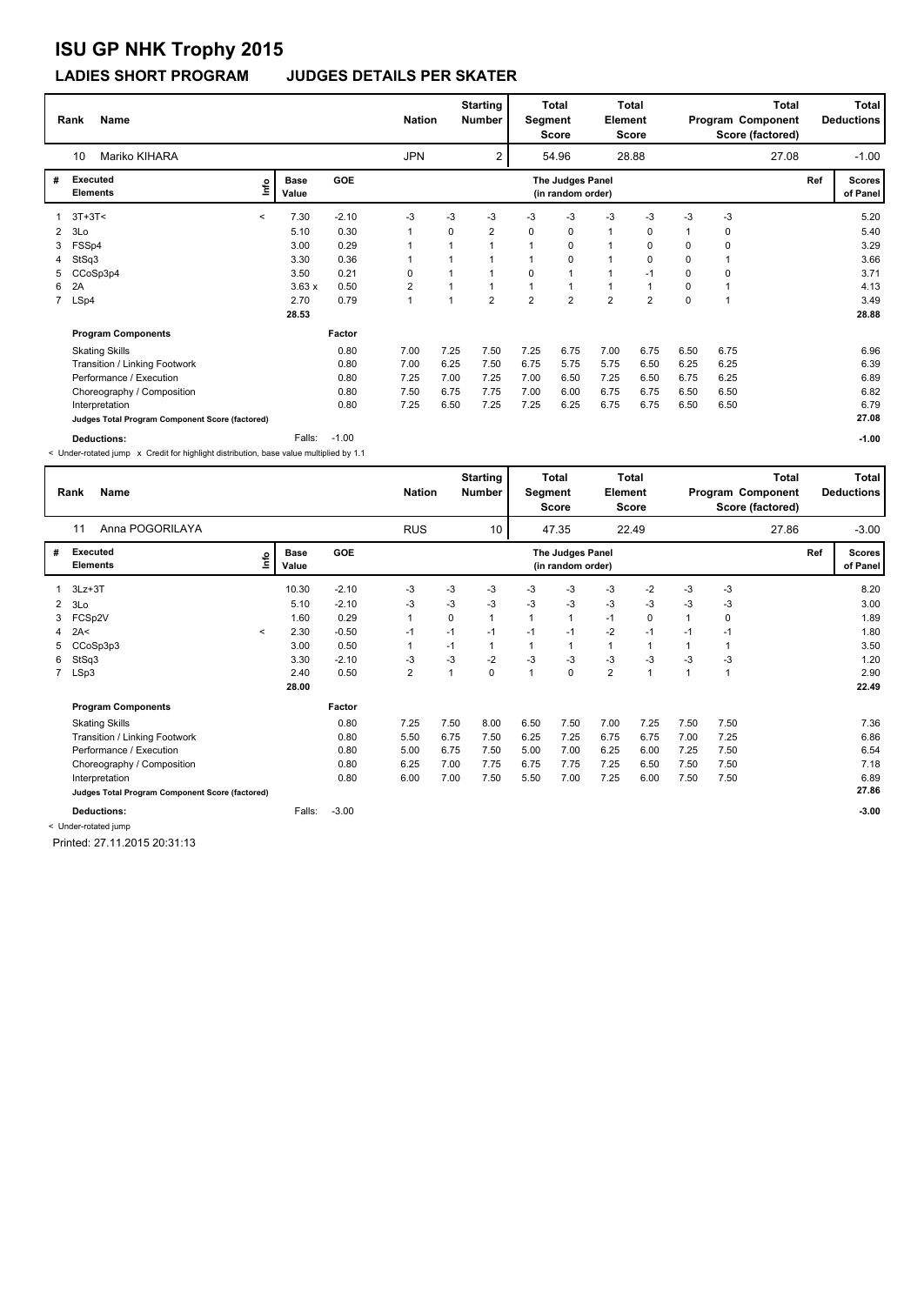# ISU GP NHK Trophy 2015

## LADIES SHORT PROGRAM JUDGES DETAILS PER SKATER

| Rank | Name | Nation | Starting Number | Total Segment Score | Total Element Score | Total Program Component Score (factored) | Total Deductions |
|---|---|---|---|---|---|---|---|
| 10 | Mariko KIHARA | JPN | 2 | 54.96 | 28.88 | 27.08 | -1.00 |

| # | Executed Elements | Info | Base Value | GOE | J1 | J2 | J3 | J4 | J5 | J6 | J7 | J8 | J9 | Ref | Scores of Panel |
|---|---|---|---|---|---|---|---|---|---|---|---|---|---|---|---|
| 1 | 3T+3T< | < | 7.30 | -2.10 | -3 | -3 | -3 | -3 | -3 | -3 | -3 | -3 | -3 | | 5.20 |
| 2 | 3Lo | | 5.10 | 0.30 | 1 | 0 | 2 | 0 | 0 | 1 | 0 | 1 | 0 | | 5.40 |
| 3 | FSSp4 | | 3.00 | 0.29 | 1 | 1 | 1 | 1 | 0 | 1 | 0 | 0 | 0 | | 3.29 |
| 4 | StSq3 | | 3.30 | 0.36 | 1 | 1 | 1 | 1 | 0 | 1 | 0 | 0 | 1 | | 3.66 |
| 5 | CCoSp3p4 | | 3.50 | 0.21 | 0 | 1 | 1 | 0 | 1 | 1 | -1 | 0 | 0 | | 3.71 |
| 6 | 2A | | 3.63 x | 0.50 | 2 | 1 | 1 | 1 | 1 | 1 | 1 | 0 | 1 | | 4.13 |
| 7 | LSp4 | | 2.70 | 0.79 | 1 | 1 | 2 | 2 | 2 | 2 | 2 | 0 | 1 | | 3.49 |
| | | | 28.53 | | | | | | | | | | | | 28.88 |

| Program Components | Factor | J1 | J2 | J3 | J4 | J5 | J6 | J7 | J8 | J9 | Scores of Panel |
|---|---|---|---|---|---|---|---|---|---|---|---|
| Skating Skills | 0.80 | 7.00 | 7.25 | 7.50 | 7.25 | 6.75 | 7.00 | 6.75 | 6.50 | 6.75 | 6.96 |
| Transition / Linking Footwork | 0.80 | 7.00 | 6.25 | 7.50 | 6.75 | 5.75 | 5.75 | 6.50 | 6.25 | 6.25 | 6.39 |
| Performance / Execution | 0.80 | 7.25 | 7.00 | 7.25 | 7.00 | 6.50 | 7.25 | 6.50 | 6.75 | 6.25 | 6.89 |
| Choreography / Composition | 0.80 | 7.50 | 6.75 | 7.75 | 7.00 | 6.00 | 6.75 | 6.75 | 6.50 | 6.50 | 6.82 |
| Interpretation | 0.80 | 7.25 | 6.50 | 7.25 | 7.25 | 6.25 | 6.75 | 6.75 | 6.50 | 6.50 | 6.79 |
| Judges Total Program Component Score (factored) | | | | | | | | | | | 27.08 |

Deductions: Falls: -1.00 **-1.00**

< Under-rotated jump x Credit for highlight distribution, base value multiplied by 1.1

| Rank | Name | Nation | Starting Number | Total Segment Score | Total Element Score | Total Program Component Score (factored) | Total Deductions |
|---|---|---|---|---|---|---|---|
| 11 | Anna POGORILAYA | RUS | 10 | 47.35 | 22.49 | 27.86 | -3.00 |

| # | Executed Elements | Info | Base Value | GOE | J1 | J2 | J3 | J4 | J5 | J6 | J7 | J8 | J9 | Ref | Scores of Panel |
|---|---|---|---|---|---|---|---|---|---|---|---|---|---|---|---|
| 1 | 3Lz+3T | | 10.30 | -2.10 | -3 | -3 | -3 | -3 | -3 | -3 | -2 | -3 | -3 | | 8.20 |
| 2 | 3Lo | | 5.10 | -2.10 | -3 | -3 | -3 | -3 | -3 | -3 | -3 | -3 | -3 | | 3.00 |
| 3 | FCSp2V | | 1.60 | 0.29 | 1 | 0 | 1 | 1 | 1 | -1 | 0 | 1 | 0 | | 1.89 |
| 4 | 2A< | < | 2.30 | -0.50 | -1 | -1 | -1 | -1 | -1 | -2 | -1 | -1 | -1 | | 1.80 |
| 5 | CCoSp3p3 | | 3.00 | 0.50 | 1 | -1 | 1 | 1 | 1 | 1 | 1 | 1 | 1 | | 3.50 |
| 6 | StSq3 | | 3.30 | -2.10 | -3 | -3 | -2 | -3 | -3 | -3 | -3 | -3 | -3 | | 1.20 |
| 7 | LSp3 | | 2.40 | 0.50 | 2 | 1 | 0 | 1 | 0 | 2 | 1 | 1 | 1 | | 2.90 |
| | | | 28.00 | | | | | | | | | | | | 22.49 |

| Program Components | Factor | J1 | J2 | J3 | J4 | J5 | J6 | J7 | J8 | J9 | Scores of Panel |
|---|---|---|---|---|---|---|---|---|---|---|---|
| Skating Skills | 0.80 | 7.25 | 7.50 | 8.00 | 6.50 | 7.50 | 7.00 | 7.25 | 7.50 | 7.50 | 7.36 |
| Transition / Linking Footwork | 0.80 | 5.50 | 6.75 | 7.50 | 6.25 | 7.25 | 6.75 | 6.75 | 7.00 | 7.25 | 6.86 |
| Performance / Execution | 0.80 | 5.00 | 6.75 | 7.50 | 5.00 | 7.00 | 6.25 | 6.00 | 7.25 | 7.50 | 6.54 |
| Choreography / Composition | 0.80 | 6.25 | 7.00 | 7.75 | 6.75 | 7.75 | 7.25 | 6.50 | 7.50 | 7.50 | 7.18 |
| Interpretation | 0.80 | 6.00 | 7.00 | 7.50 | 5.50 | 7.00 | 7.25 | 6.00 | 7.50 | 7.50 | 6.89 |
| Judges Total Program Component Score (factored) | | | | | | | | | | | 27.86 |

Deductions: Falls: -3.00 **-3.00**

< Under-rotated jump

Printed: 27.11.2015 20:31:13